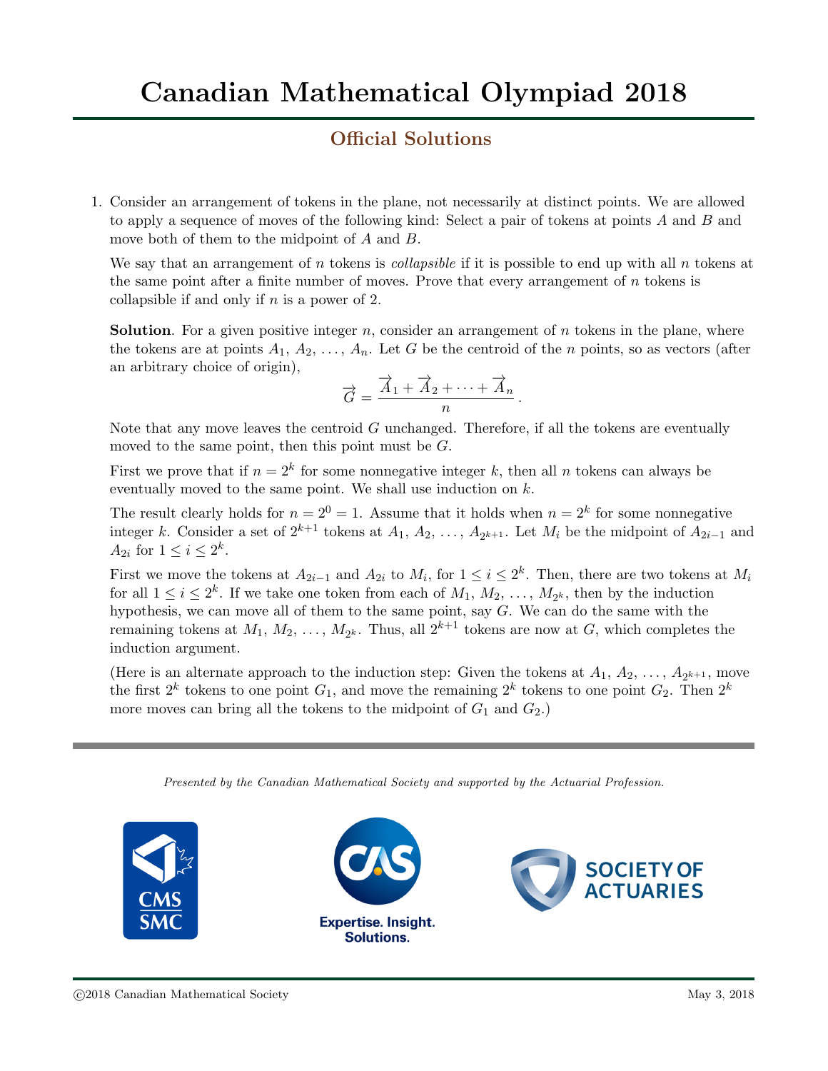# Canadian Mathematical Olympiad 2018

## Official Solutions

1. Consider an arrangement of tokens in the plane, not necessarily at distinct points. We are allowed to apply a sequence of moves of the following kind: Select a pair of tokens at points $A$ and $B$ and move both of them to the midpoint of $A$ and $B$.

   We say that an arrangement of $n$ tokens is *collapsible* if it is possible to end up with all $n$ tokens at the same point after a finite number of moves. Prove that every arrangement of $n$ tokens is collapsible if and only if $n$ is a power of 2.

   **Solution**. For a given positive integer $n$, consider an arrangement of $n$ tokens in the plane, where the tokens are at points $A_1, A_2, \ldots, A_n$. Let $G$ be the centroid of the $n$ points, so as vectors (after an arbitrary choice of origin),

   $$\overrightarrow{G} = \frac{\overrightarrow{A}_1 + \overrightarrow{A}_2 + \cdots + \overrightarrow{A}_n}{n}.$$

   Note that any move leaves the centroid $G$ unchanged. Therefore, if all the tokens are eventually moved to the same point, then this point must be $G$.

   First we prove that if $n = 2^k$ for some nonnegative integer $k$, then all $n$ tokens can always be eventually moved to the same point. We shall use induction on $k$.

   The result clearly holds for $n = 2^0 = 1$. Assume that it holds when $n = 2^k$ for some nonnegative integer $k$. Consider a set of $2^{k+1}$ tokens at $A_1, A_2, \ldots, A_{2^{k+1}}$. Let $M_i$ be the midpoint of $A_{2i-1}$ and $A_{2i}$ for $1 \le i \le 2^k$.

   First we move the tokens at $A_{2i-1}$ and $A_{2i}$ to $M_i$, for $1 \le i \le 2^k$. Then, there are two tokens at $M_i$ for all $1 \le i \le 2^k$. If we take one token from each of $M_1, M_2, \ldots, M_{2^k}$, then by the induction hypothesis, we can move all of them to the same point, say $G$. We can do the same with the remaining tokens at $M_1, M_2, \ldots, M_{2^k}$. Thus, all $2^{k+1}$ tokens are now at $G$, which completes the induction argument.

   (Here is an alternate approach to the induction step: Given the tokens at $A_1, A_2, \ldots, A_{2^{k+1}}$, move the first $2^k$ tokens to one point $G_1$, and move the remaining $2^k$ tokens to one point $G_2$. Then $2^k$ more moves can bring all the tokens to the midpoint of $G_1$ and $G_2$.)

*Presented by the Canadian Mathematical Society and supported by the Actuarial Profession.*

©2018 Canadian Mathematical Society May 3, 2018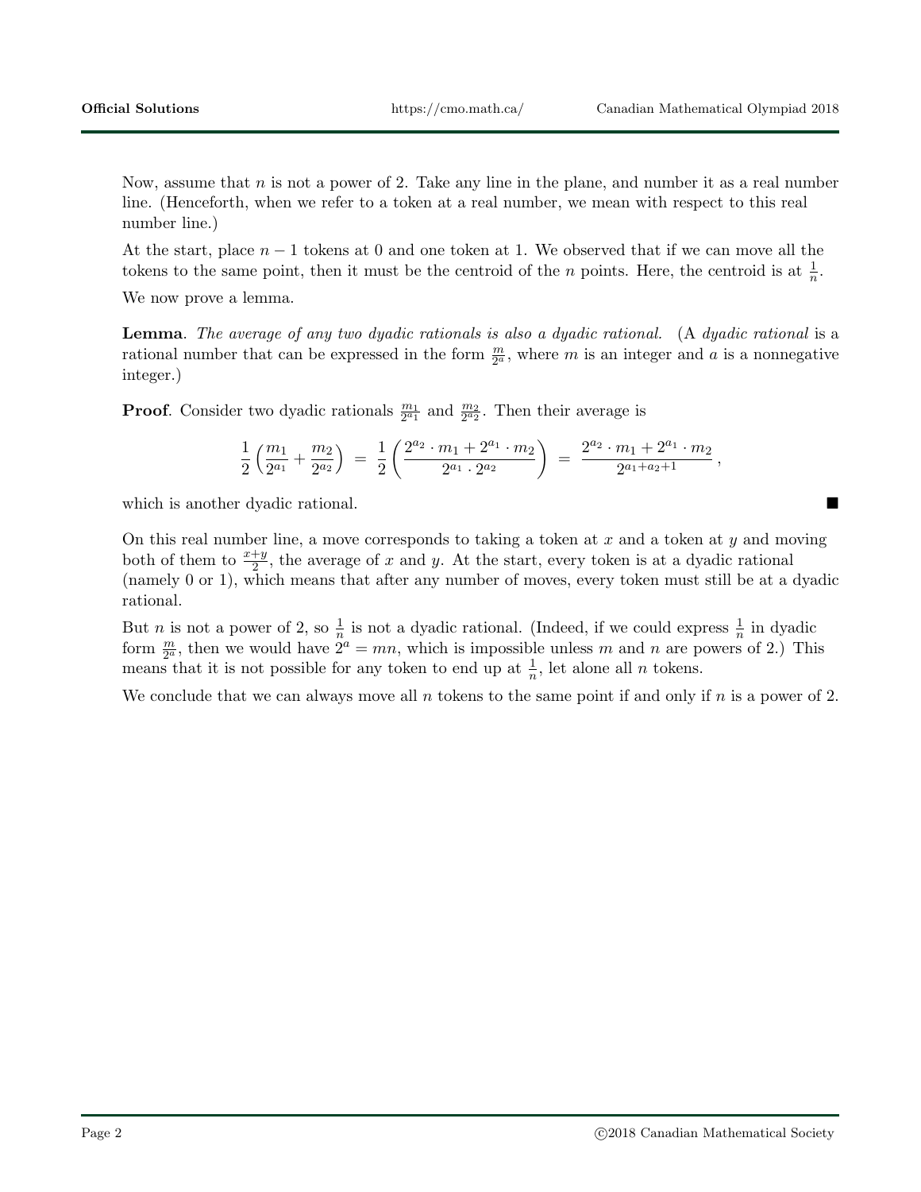Now, assume that $n$ is not a power of 2. Take any line in the plane, and number it as a real number line. (Henceforth, when we refer to a token at a real number, we mean with respect to this real number line.)

At the start, place $n-1$ tokens at 0 and one token at 1. We observed that if we can move all the tokens to the same point, then it must be the centroid of the $n$ points. Here, the centroid is at $\frac{1}{n}$.

We now prove a lemma.

**Lemma**. *The average of any two dyadic rationals is also a dyadic rational.* (A *dyadic rational* is a rational number that can be expressed in the form $\frac{m}{2^a}$, where $m$ is an integer and $a$ is a nonnegative integer.)

**Proof**. Consider two dyadic rationals $\frac{m_1}{2^{a_1}}$ and $\frac{m_2}{2^{a_2}}$. Then their average is

$$\frac{1}{2}\left(\frac{m_1}{2^{a_1}} + \frac{m_2}{2^{a_2}}\right) = \frac{1}{2}\left(\frac{2^{a_2} \cdot m_1 + 2^{a_1} \cdot m_2}{2^{a_1} \cdot 2^{a_2}}\right) = \frac{2^{a_2} \cdot m_1 + 2^{a_1} \cdot m_2}{2^{a_1+a_2+1}},$$

which is another dyadic rational. ■

On this real number line, a move corresponds to taking a token at $x$ and a token at $y$ and moving both of them to $\frac{x+y}{2}$, the average of $x$ and $y$. At the start, every token is at a dyadic rational (namely 0 or 1), which means that after any number of moves, every token must still be at a dyadic rational.

But $n$ is not a power of 2, so $\frac{1}{n}$ is not a dyadic rational. (Indeed, if we could express $\frac{1}{n}$ in dyadic form $\frac{m}{2^a}$, then we would have $2^a = mn$, which is impossible unless $m$ and $n$ are powers of 2.) This means that it is not possible for any token to end up at $\frac{1}{n}$, let alone all $n$ tokens.

We conclude that we can always move all $n$ tokens to the same point if and only if $n$ is a power of 2.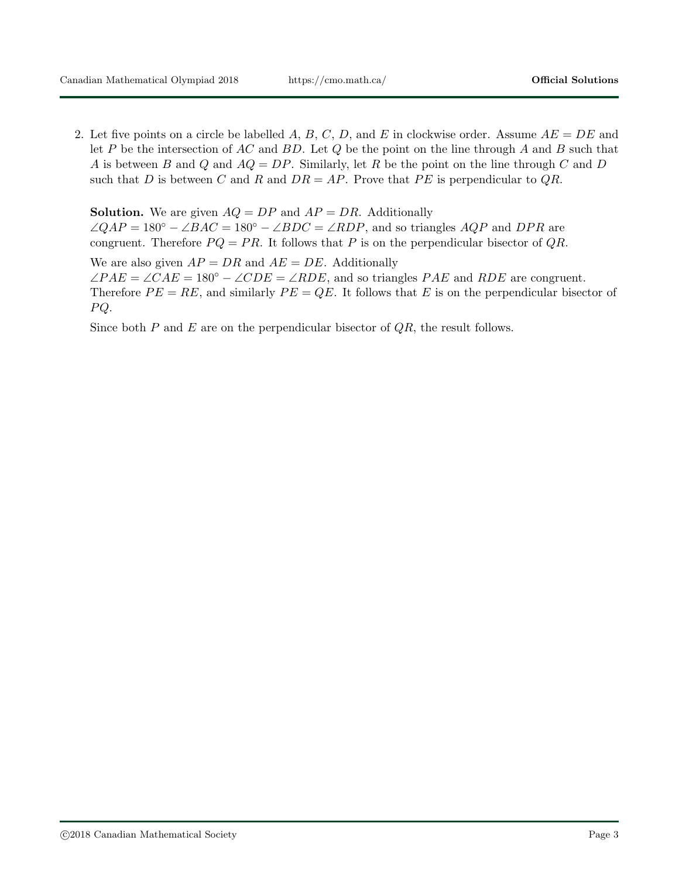2. Let five points on a circle be labelled $A$, $B$, $C$, $D$, and $E$ in clockwise order. Assume $AE = DE$ and let $P$ be the intersection of $AC$ and $BD$. Let $Q$ be the point on the line through $A$ and $B$ such that $A$ is between $B$ and $Q$ and $AQ = DP$. Similarly, let $R$ be the point on the line through $C$ and $D$ such that $D$ is between $C$ and $R$ and $DR = AP$. Prove that $PE$ is perpendicular to $QR$.

   **Solution.** We are given $AQ = DP$ and $AP = DR$. Additionally $\angle QAP = 180^\circ - \angle BAC = 180^\circ - \angle BDC = \angle RDP$, and so triangles $AQP$ and $DPR$ are congruent. Therefore $PQ = PR$. It follows that $P$ is on the perpendicular bisector of $QR$.

   We are also given $AP = DR$ and $AE = DE$. Additionally $\angle PAE = \angle CAE = 180^\circ - \angle CDE = \angle RDE$, and so triangles $PAE$ and $RDE$ are congruent. Therefore $PE = RE$, and similarly $PE = QE$. It follows that $E$ is on the perpendicular bisector of $PQ$.

   Since both $P$ and $E$ are on the perpendicular bisector of $QR$, the result follows.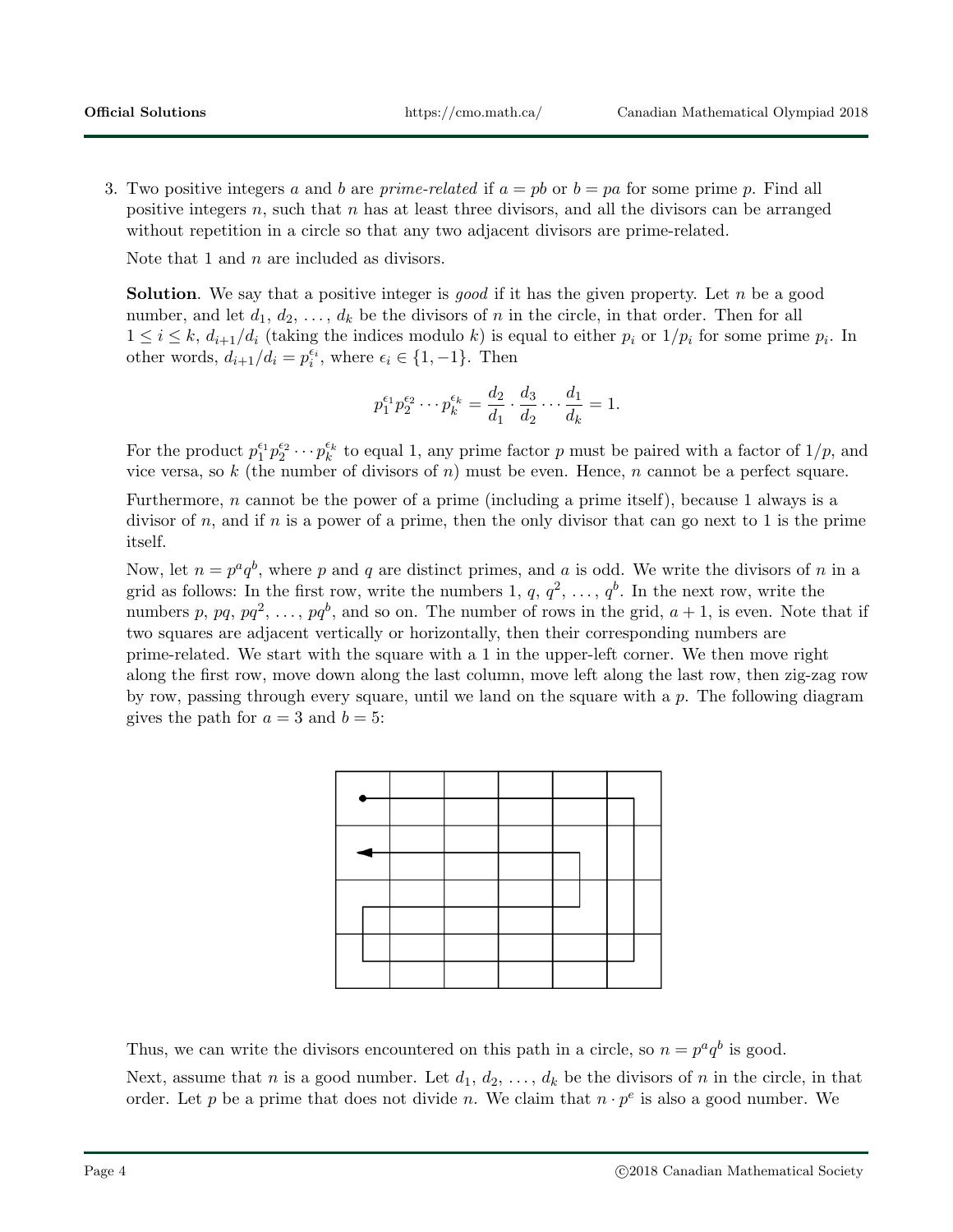3. Two positive integers $a$ and $b$ are *prime-related* if $a = pb$ or $b = pa$ for some prime $p$. Find all positive integers $n$, such that $n$ has at least three divisors, and all the divisors can be arranged without repetition in a circle so that any two adjacent divisors are prime-related.

   Note that 1 and $n$ are included as divisors.

   **Solution**. We say that a positive integer is *good* if it has the given property. Let $n$ be a good number, and let $d_1, d_2, \ldots, d_k$ be the divisors of $n$ in the circle, in that order. Then for all $1 \le i \le k$, $d_{i+1}/d_i$ (taking the indices modulo $k$) is equal to either $p_i$ or $1/p_i$ for some prime $p_i$. In other words, $d_{i+1}/d_i = p_i^{\epsilon_i}$, where $\epsilon_i \in \{1, -1\}$. Then

   $$p_1^{\epsilon_1} p_2^{\epsilon_2} \cdots p_k^{\epsilon_k} = \frac{d_2}{d_1} \cdot \frac{d_3}{d_2} \cdots \frac{d_1}{d_k} = 1.$$

   For the product $p_1^{\epsilon_1} p_2^{\epsilon_2} \cdots p_k^{\epsilon_k}$ to equal 1, any prime factor $p$ must be paired with a factor of $1/p$, and vice versa, so $k$ (the number of divisors of $n$) must be even. Hence, $n$ cannot be a perfect square.

   Furthermore, $n$ cannot be the power of a prime (including a prime itself), because 1 always is a divisor of $n$, and if $n$ is a power of a prime, then the only divisor that can go next to 1 is the prime itself.

   Now, let $n = p^a q^b$, where $p$ and $q$ are distinct primes, and $a$ is odd. We write the divisors of $n$ in a grid as follows: In the first row, write the numbers $1, q, q^2, \ldots, q^b$. In the next row, write the numbers $p, pq, pq^2, \ldots, pq^b$, and so on. The number of rows in the grid, $a + 1$, is even. Note that if two squares are adjacent vertically or horizontally, then their corresponding numbers are prime-related. We start with the square with a 1 in the upper-left corner. We then move right along the first row, move down along the last column, move left along the last row, then zig-zag row by row, passing through every square, until we land on the square with a $p$. The following diagram gives the path for $a = 3$ and $b = 5$:

   Thus, we can write the divisors encountered on this path in a circle, so $n = p^a q^b$ is good.

   Next, assume that $n$ is a good number. Let $d_1, d_2, \ldots, d_k$ be the divisors of $n$ in the circle, in that order. Let $p$ be a prime that does not divide $n$. We claim that $n \cdot p^e$ is also a good number. We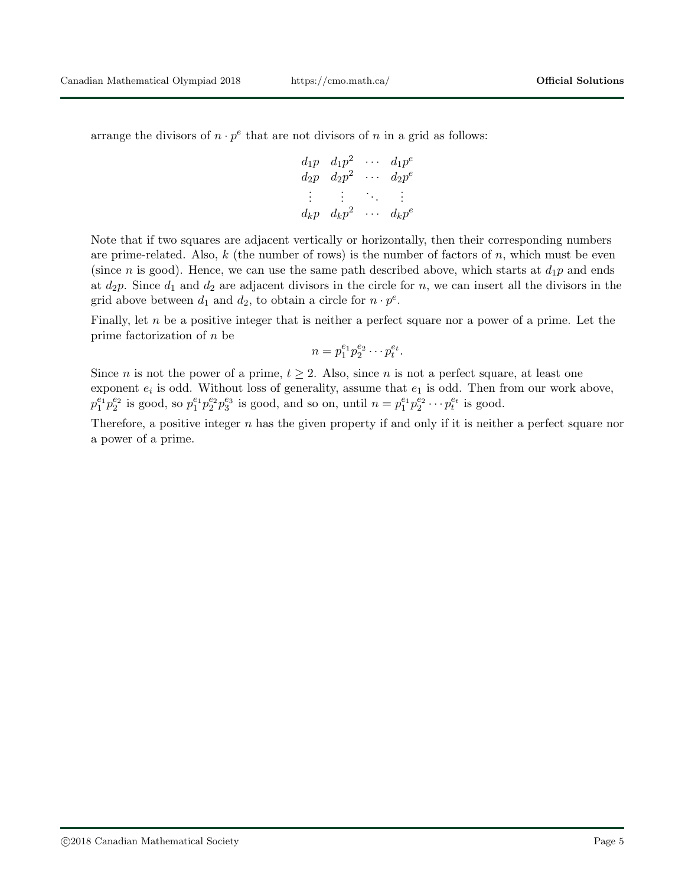arrange the divisors of $n \cdot p^e$ that are not divisors of $n$ in a grid as follows:

$$\begin{matrix} d_1p & d_1p^2 & \cdots & d_1p^e \\ d_2p & d_2p^2 & \cdots & d_2p^e \\ \vdots & \vdots & \ddots & \vdots \\ d_kp & d_kp^2 & \cdots & d_kp^e \end{matrix}$$

Note that if two squares are adjacent vertically or horizontally, then their corresponding numbers are prime-related. Also, $k$ (the number of rows) is the number of factors of $n$, which must be even (since $n$ is good). Hence, we can use the same path described above, which starts at $d_1p$ and ends at $d_2p$. Since $d_1$ and $d_2$ are adjacent divisors in the circle for $n$, we can insert all the divisors in the grid above between $d_1$ and $d_2$, to obtain a circle for $n \cdot p^e$.

Finally, let $n$ be a positive integer that is neither a perfect square nor a power of a prime. Let the prime factorization of $n$ be

$$n = p_1^{e_1} p_2^{e_2} \cdots p_t^{e_t}.$$

Since $n$ is not the power of a prime, $t \geq 2$. Also, since $n$ is not a perfect square, at least one exponent $e_i$ is odd. Without loss of generality, assume that $e_1$ is odd. Then from our work above, $p_1^{e_1} p_2^{e_2}$ is good, so $p_1^{e_1} p_2^{e_2} p_3^{e_3}$ is good, and so on, until $n = p_1^{e_1} p_2^{e_2} \cdots p_t^{e_t}$ is good.

Therefore, a positive integer $n$ has the given property if and only if it is neither a perfect square nor a power of a prime.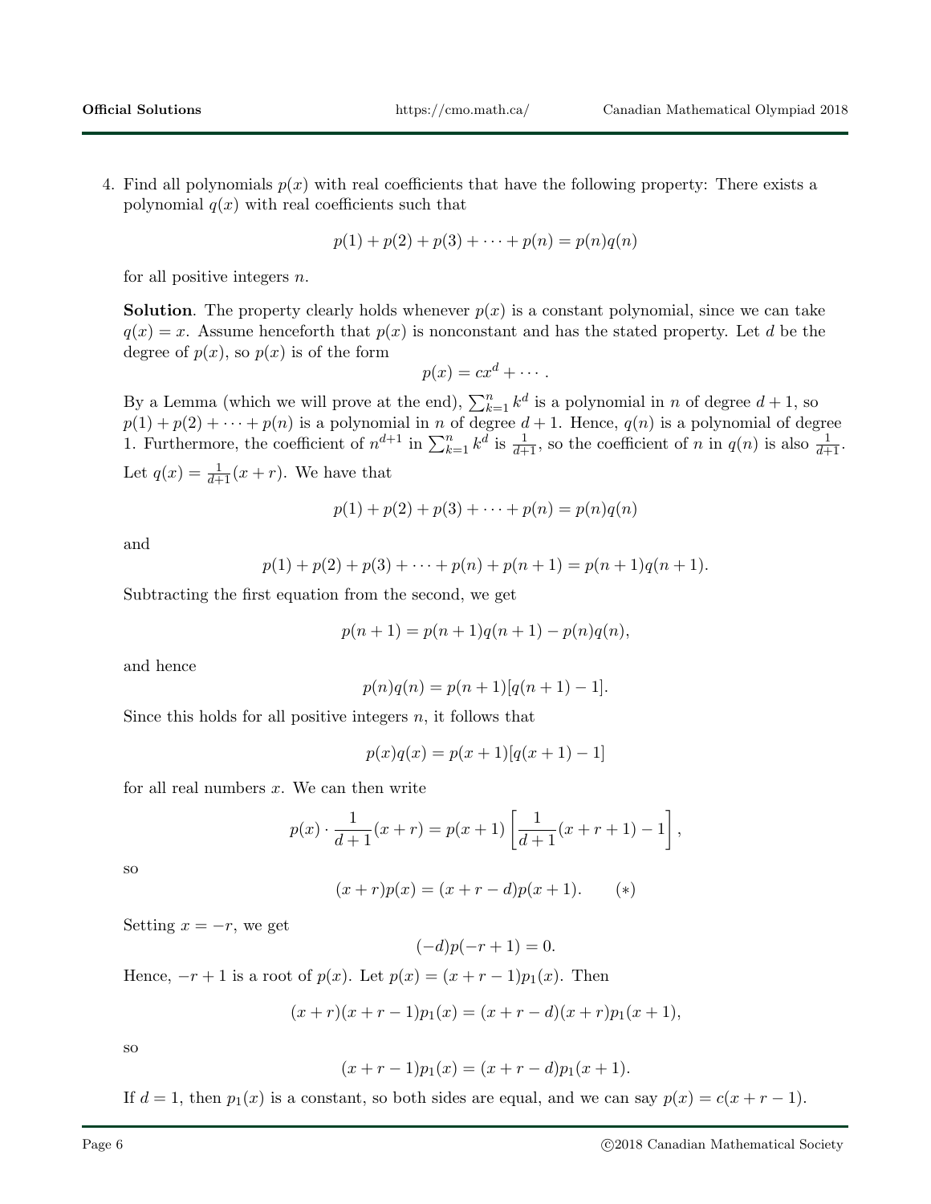4. Find all polynomials $p(x)$ with real coefficients that have the following property: There exists a polynomial $q(x)$ with real coefficients such that

$$p(1) + p(2) + p(3) + \cdots + p(n) = p(n)q(n)$$

for all positive integers $n$.

**Solution**. The property clearly holds whenever $p(x)$ is a constant polynomial, since we can take $q(x) = x$. Assume henceforth that $p(x)$ is nonconstant and has the stated property. Let $d$ be the degree of $p(x)$, so $p(x)$ is of the form

$$p(x) = cx^d + \cdots .$$

By a Lemma (which we will prove at the end), $\sum_{k=1}^{n} k^d$ is a polynomial in $n$ of degree $d+1$, so $p(1) + p(2) + \cdots + p(n)$ is a polynomial in $n$ of degree $d+1$. Hence, $q(n)$ is a polynomial of degree 1. Furthermore, the coefficient of $n^{d+1}$ in $\sum_{k=1}^{n} k^d$ is $\frac{1}{d+1}$, so the coefficient of $n$ in $q(n)$ is also $\frac{1}{d+1}$. Let $q(x) = \frac{1}{d+1}(x + r)$. We have that

$$p(1) + p(2) + p(3) + \cdots + p(n) = p(n)q(n)$$

and

$$p(1) + p(2) + p(3) + \cdots + p(n) + p(n+1) = p(n+1)q(n+1).$$

Subtracting the first equation from the second, we get

$$p(n+1) = p(n+1)q(n+1) - p(n)q(n),$$

and hence

$$p(n)q(n) = p(n+1)[q(n+1) - 1].$$

Since this holds for all positive integers $n$, it follows that

$$p(x)q(x) = p(x+1)[q(x+1) - 1]$$

for all real numbers $x$. We can then write

$$p(x) \cdot \frac{1}{d+1}(x+r) = p(x+1)\left[\frac{1}{d+1}(x+r+1) - 1\right],$$

so

$$(x+r)p(x) = (x+r-d)p(x+1). \qquad (*)$$

Setting $x = -r$, we get

$$(-d)p(-r+1) = 0.$$

Hence, $-r+1$ is a root of $p(x)$. Let $p(x) = (x+r-1)p_1(x)$. Then

$$(x+r)(x+r-1)p_1(x) = (x+r-d)(x+r)p_1(x+1),$$

so

$$(x+r-1)p_1(x) = (x+r-d)p_1(x+1).$$

If $d = 1$, then $p_1(x)$ is a constant, so both sides are equal, and we can say $p(x) = c(x+r-1)$.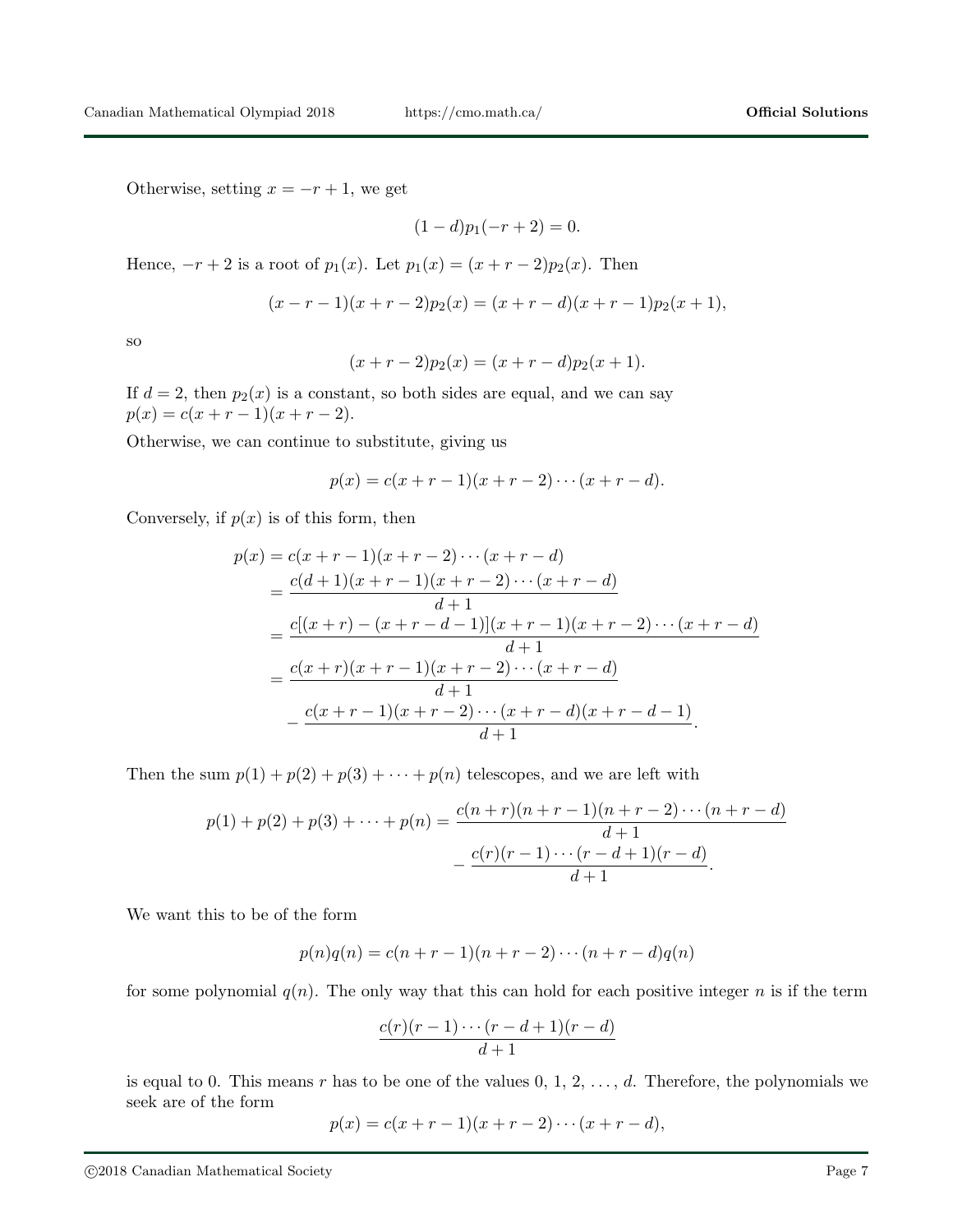Otherwise, setting $x = -r + 1$, we get

$$(1 - d)p_1(-r + 2) = 0.$$

Hence, $-r + 2$ is a root of $p_1(x)$. Let $p_1(x) = (x + r - 2)p_2(x)$. Then

$$(x - r - 1)(x + r - 2)p_2(x) = (x + r - d)(x + r - 1)p_2(x + 1),$$

so

$$(x + r - 2)p_2(x) = (x + r - d)p_2(x + 1).$$

If $d = 2$, then $p_2(x)$ is a constant, so both sides are equal, and we can say $p(x) = c(x + r - 1)(x + r - 2)$.

Otherwise, we can continue to substitute, giving us

$$p(x) = c(x + r - 1)(x + r - 2) \cdots (x + r - d).$$

Conversely, if $p(x)$ is of this form, then

$$\begin{aligned}
p(x) &= c(x + r - 1)(x + r - 2) \cdots (x + r - d) \\
&= \frac{c(d + 1)(x + r - 1)(x + r - 2) \cdots (x + r - d)}{d + 1} \\
&= \frac{c[(x + r) - (x + r - d - 1)](x + r - 1)(x + r - 2) \cdots (x + r - d)}{d + 1} \\
&= \frac{c(x + r)(x + r - 1)(x + r - 2) \cdots (x + r - d)}{d + 1} \\
&\quad - \frac{c(x + r - 1)(x + r - 2) \cdots (x + r - d)(x + r - d - 1)}{d + 1}.
\end{aligned}$$

Then the sum $p(1) + p(2) + p(3) + \cdots + p(n)$ telescopes, and we are left with

$$\begin{aligned}
p(1) + p(2) + p(3) + \cdots + p(n) &= \frac{c(n + r)(n + r - 1)(n + r - 2) \cdots (n + r - d)}{d + 1} \\
&\quad - \frac{c(r)(r - 1) \cdots (r - d + 1)(r - d)}{d + 1}.
\end{aligned}$$

We want this to be of the form

$$p(n)q(n) = c(n + r - 1)(n + r - 2) \cdots (n + r - d)q(n)$$

for some polynomial $q(n)$. The only way that this can hold for each positive integer $n$ is if the term

$$\frac{c(r)(r - 1) \cdots (r - d + 1)(r - d)}{d + 1}$$

is equal to 0. This means $r$ has to be one of the values 0, 1, 2, ..., $d$. Therefore, the polynomials we seek are of the form

$$p(x) = c(x + r - 1)(x + r - 2) \cdots (x + r - d),$$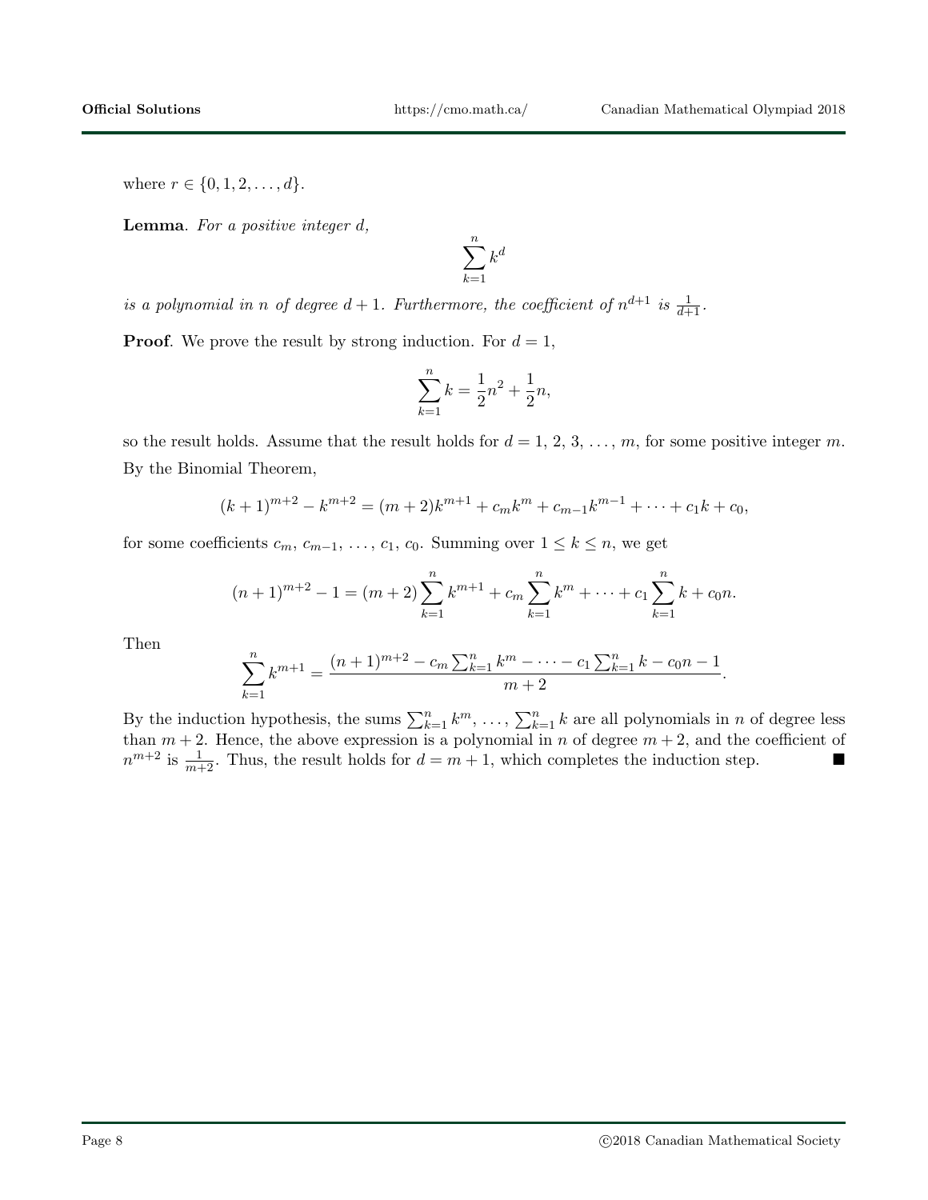where $r \in \{0, 1, 2, \ldots, d\}$.

**Lemma**. *For a positive integer $d$,*

$$\sum_{k=1}^{n} k^d$$

*is a polynomial in $n$ of degree $d + 1$. Furthermore, the coefficient of $n^{d+1}$ is $\frac{1}{d+1}$.*

**Proof**. We prove the result by strong induction. For $d = 1$,

$$\sum_{k=1}^{n} k = \frac{1}{2}n^2 + \frac{1}{2}n,$$

so the result holds. Assume that the result holds for $d = 1, 2, 3, \ldots, m$, for some positive integer $m$. By the Binomial Theorem,

$$(k+1)^{m+2} - k^{m+2} = (m+2)k^{m+1} + c_m k^m + c_{m-1}k^{m-1} + \cdots + c_1 k + c_0,$$

for some coefficients $c_m, c_{m-1}, \ldots, c_1, c_0$. Summing over $1 \le k \le n$, we get

$$(n+1)^{m+2} - 1 = (m+2)\sum_{k=1}^{n} k^{m+1} + c_m \sum_{k=1}^{n} k^m + \cdots + c_1 \sum_{k=1}^{n} k + c_0 n.$$

Then

$$\sum_{k=1}^{n} k^{m+1} = \frac{(n+1)^{m+2} - c_m \sum_{k=1}^{n} k^m - \cdots - c_1 \sum_{k=1}^{n} k - c_0 n - 1}{m+2}.$$

By the induction hypothesis, the sums $\sum_{k=1}^{n} k^m, \ldots, \sum_{k=1}^{n} k$ are all polynomials in $n$ of degree less than $m + 2$. Hence, the above expression is a polynomial in $n$ of degree $m + 2$, and the coefficient of $n^{m+2}$ is $\frac{1}{m+2}$. Thus, the result holds for $d = m + 1$, which completes the induction step. ■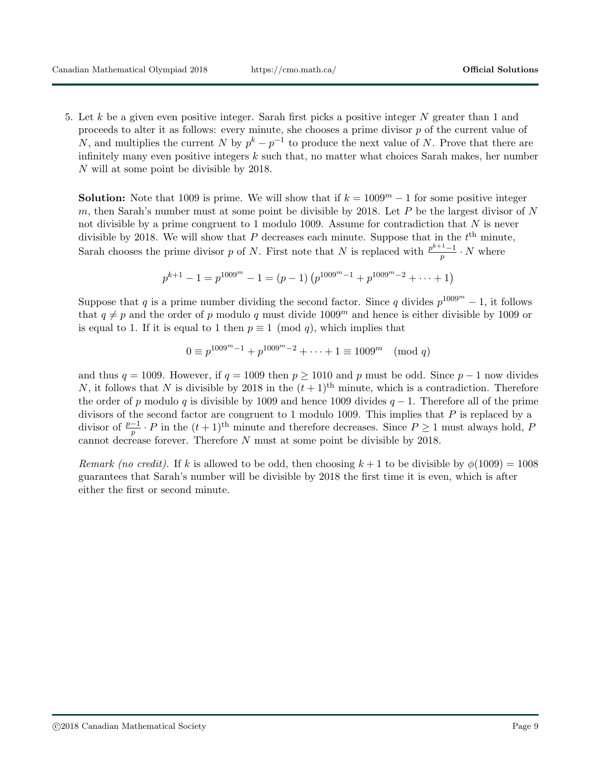5. Let $k$ be a given even positive integer. Sarah first picks a positive integer $N$ greater than 1 and proceeds to alter it as follows: every minute, she chooses a prime divisor $p$ of the current value of $N$, and multiplies the current $N$ by $p^k - p^{-1}$ to produce the next value of $N$. Prove that there are infinitely many even positive integers $k$ such that, no matter what choices Sarah makes, her number $N$ will at some point be divisible by 2018.

**Solution:** Note that 1009 is prime. We will show that if $k = 1009^m - 1$ for some positive integer $m$, then Sarah's number must at some point be divisible by 2018. Let $P$ be the largest divisor of $N$ not divisible by a prime congruent to 1 modulo 1009. Assume for contradiction that $N$ is never divisible by 2018. We will show that $P$ decreases each minute. Suppose that in the $t^{\text{th}}$ minute, Sarah chooses the prime divisor $p$ of $N$. First note that $N$ is replaced with $\frac{p^{k+1}-1}{p} \cdot N$ where

$$p^{k+1} - 1 = p^{1009^m} - 1 = (p-1)\left(p^{1009^m-1} + p^{1009^m-2} + \cdots + 1\right)$$

Suppose that $q$ is a prime number dividing the second factor. Since $q$ divides $p^{1009^m} - 1$, it follows that $q \neq p$ and the order of $p$ modulo $q$ must divide $1009^m$ and hence is either divisible by 1009 or is equal to 1. If it is equal to 1 then $p \equiv 1 \pmod{q}$, which implies that

$$0 \equiv p^{1009^m-1} + p^{1009^m-2} + \cdots + 1 \equiv 1009^m \pmod{q}$$

and thus $q = 1009$. However, if $q = 1009$ then $p \geq 1010$ and $p$ must be odd. Since $p - 1$ now divides $N$, it follows that $N$ is divisible by 2018 in the $(t+1)^{\text{th}}$ minute, which is a contradiction. Therefore the order of $p$ modulo $q$ is divisible by 1009 and hence 1009 divides $q - 1$. Therefore all of the prime divisors of the second factor are congruent to 1 modulo 1009. This implies that $P$ is replaced by a divisor of $\frac{p-1}{p} \cdot P$ in the $(t+1)^{\text{th}}$ minute and therefore decreases. Since $P \geq 1$ must always hold, $P$ cannot decrease forever. Therefore $N$ must at some point be divisible by 2018.

*Remark (no credit).* If $k$ is allowed to be odd, then choosing $k+1$ to be divisible by $\phi(1009) = 1008$ guarantees that Sarah's number will be divisible by 2018 the first time it is even, which is after either the first or second minute.